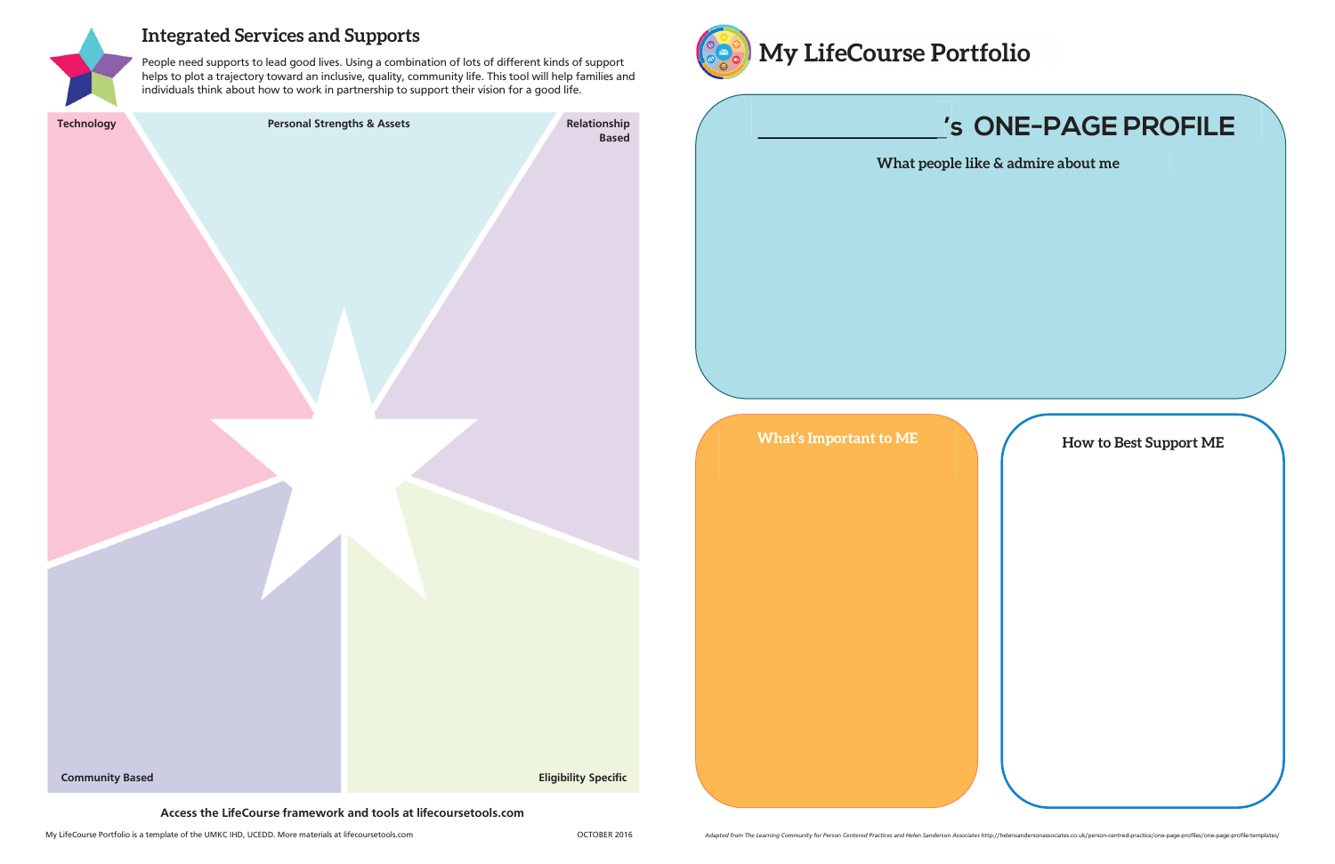## Integrated Services and Supports

People need supports to lead good lives. Using a combination of lots of different kinds of support helps to plot a trajectory toward an inclusive, quality, community life. This tool will help families and individuals think about how to work in partnership to support their vision for a good life.

**Technology**

**Personal Strengths & Assets**

**Relationship Based**

**Community Based**

**Eligibility Specific**

**Access the LifeCourse framework and tools at lifecoursetools.com**

My LifeCourse Portfolio is a template of the UMKC IHD, UCEDD. More materials at lifecoursetools.com

OCTOBER 2016

# My LifeCourse Portfolio

## _______________'s ONE-PAGE PROFILE

### What people like & admire about me

### What's Important to ME

### How to Best Support ME

*Adapted from The Learning Community for Person Centered Practices and Helen Sanderson Associates* http://helensandersonassociates.co.uk/person-centred-practice/one-page-profiles/one-page-profile-templates/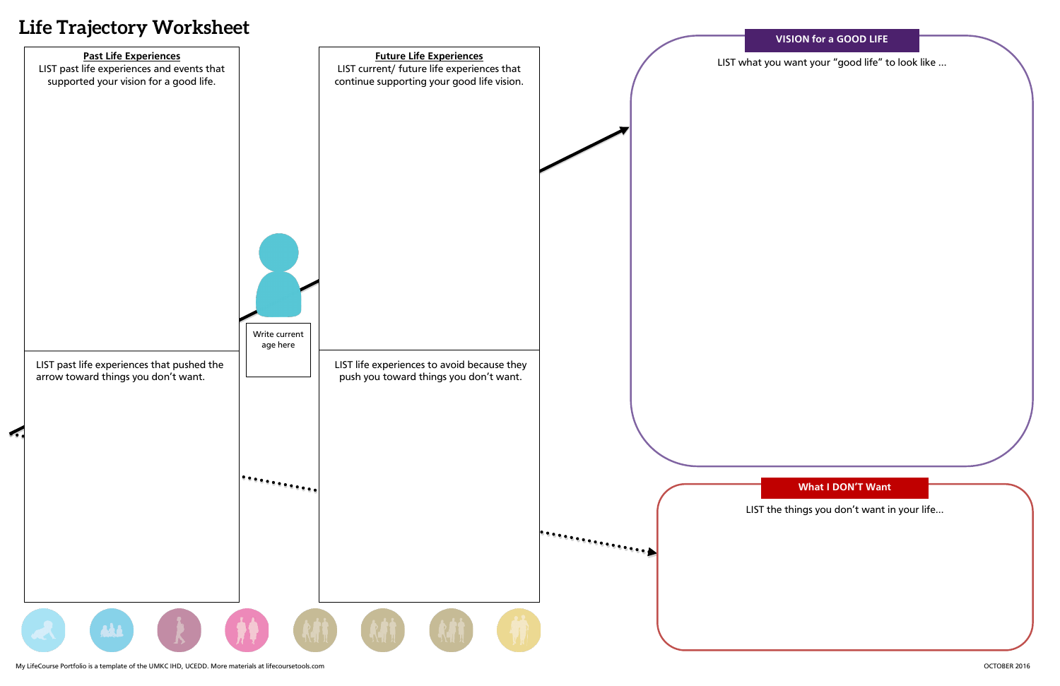# Life Trajectory Worksheet

**Past Life Experiences**

LIST past life experiences and events that supported your vision for a good life.

LIST past life experiences that pushed the arrow toward things you don't want.

Write current age here

**Future Life Experiences**

LIST current/ future life experiences that continue supporting your good life vision.

LIST life experiences to avoid because they push you toward things you don't want.

**VISION for a GOOD LIFE**

LIST what you want your "good life" to look like ...

**What I DON'T Want**

LIST the things you don't want in your life...

My LifeCourse Portfolio is a template of the UMKC IHD, UCEDD. More materials at lifecoursetools.com

OCTOBER 2016